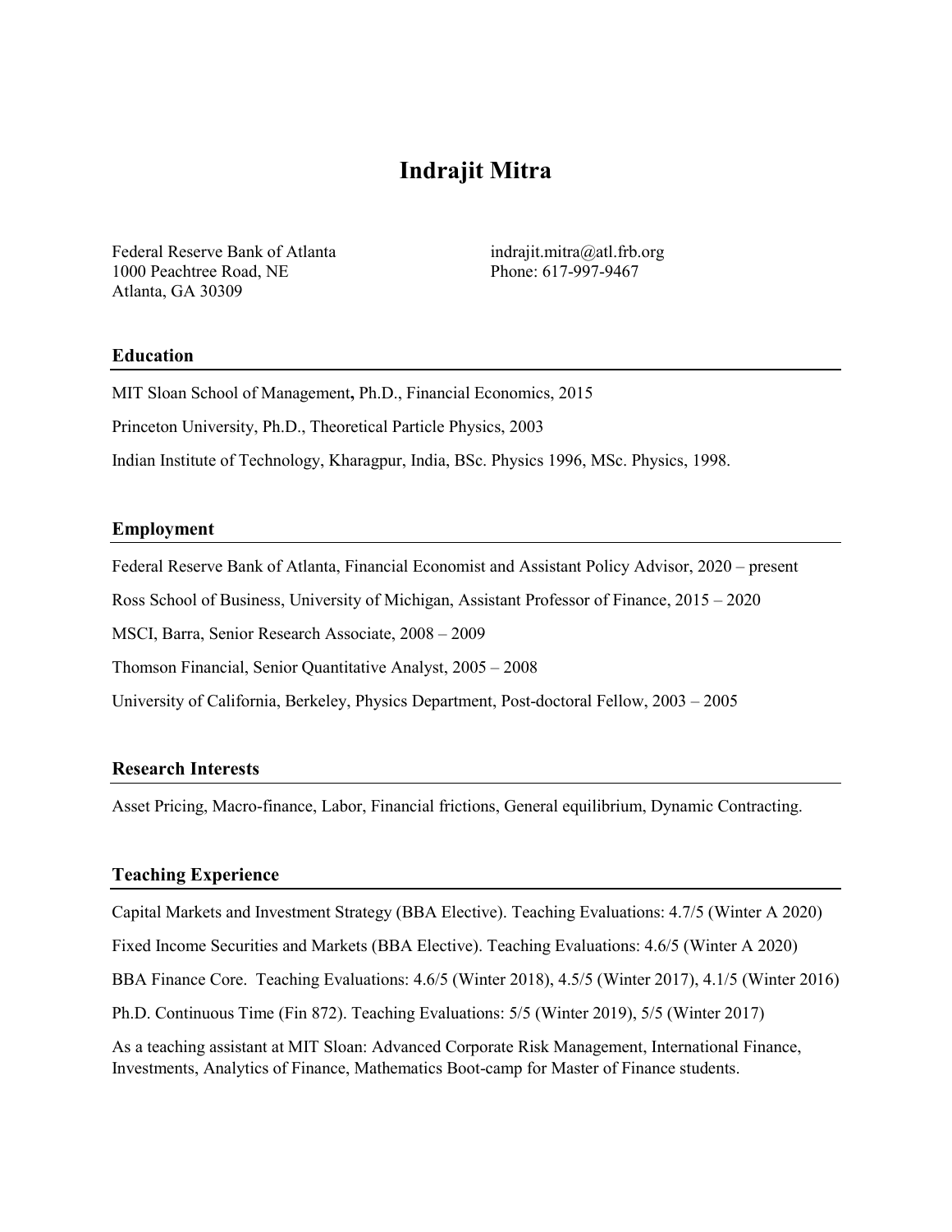# Indrajit Mitra

Federal Reserve Bank of Atlanta
1000 Peachtree Road, NE
Atlanta, GA 30309

indrajit.mitra@atl.frb.org
Phone: 617-997-9467

## Education

MIT Sloan School of Management**,** Ph.D., Financial Economics, 2015

Princeton University, Ph.D., Theoretical Particle Physics, 2003

Indian Institute of Technology, Kharagpur, India, BSc. Physics 1996, MSc. Physics, 1998.

## Employment

Federal Reserve Bank of Atlanta, Financial Economist and Assistant Policy Advisor, 2020 – present

Ross School of Business, University of Michigan, Assistant Professor of Finance, 2015 – 2020

MSCI, Barra, Senior Research Associate, 2008 – 2009

Thomson Financial, Senior Quantitative Analyst, 2005 – 2008

University of California, Berkeley, Physics Department, Post-doctoral Fellow, 2003 – 2005

## Research Interests

Asset Pricing, Macro-finance, Labor, Financial frictions, General equilibrium, Dynamic Contracting.

## Teaching Experience

Capital Markets and Investment Strategy (BBA Elective). Teaching Evaluations: 4.7/5 (Winter A 2020)

Fixed Income Securities and Markets (BBA Elective). Teaching Evaluations: 4.6/5 (Winter A 2020)

BBA Finance Core. Teaching Evaluations: 4.6/5 (Winter 2018), 4.5/5 (Winter 2017), 4.1/5 (Winter 2016)

Ph.D. Continuous Time (Fin 872). Teaching Evaluations: 5/5 (Winter 2019), 5/5 (Winter 2017)

As a teaching assistant at MIT Sloan: Advanced Corporate Risk Management, International Finance, Investments, Analytics of Finance, Mathematics Boot-camp for Master of Finance students.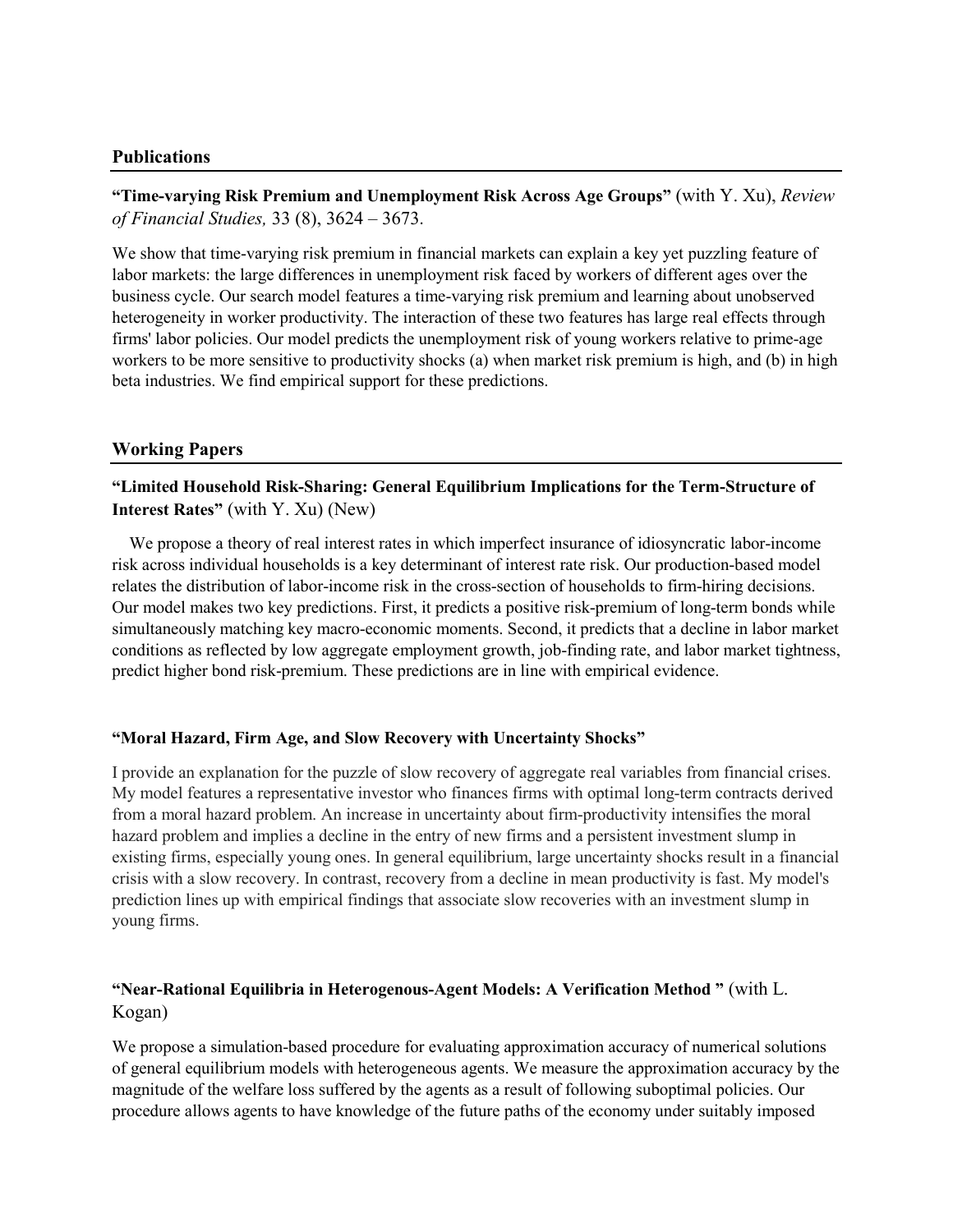## Publications

**"Time-varying Risk Premium and Unemployment Risk Across Age Groups"** (with Y. Xu), *Review of Financial Studies,* 33 (8), 3624 – 3673.

We show that time-varying risk premium in financial markets can explain a key yet puzzling feature of labor markets: the large differences in unemployment risk faced by workers of different ages over the business cycle. Our search model features a time-varying risk premium and learning about unobserved heterogeneity in worker productivity. The interaction of these two features has large real effects through firms' labor policies. Our model predicts the unemployment risk of young workers relative to prime-age workers to be more sensitive to productivity shocks (a) when market risk premium is high, and (b) in high beta industries. We find empirical support for these predictions.

## Working Papers

**"Limited Household Risk-Sharing: General Equilibrium Implications for the Term-Structure of Interest Rates"** (with Y. Xu) (New)

We propose a theory of real interest rates in which imperfect insurance of idiosyncratic labor-income risk across individual households is a key determinant of interest rate risk. Our production-based model relates the distribution of labor-income risk in the cross-section of households to firm-hiring decisions. Our model makes two key predictions. First, it predicts a positive risk-premium of long-term bonds while simultaneously matching key macro-economic moments. Second, it predicts that a decline in labor market conditions as reflected by low aggregate employment growth, job-finding rate, and labor market tightness, predict higher bond risk-premium. These predictions are in line with empirical evidence.

**"Moral Hazard, Firm Age, and Slow Recovery with Uncertainty Shocks"**

I provide an explanation for the puzzle of slow recovery of aggregate real variables from financial crises. My model features a representative investor who finances firms with optimal long-term contracts derived from a moral hazard problem. An increase in uncertainty about firm-productivity intensifies the moral hazard problem and implies a decline in the entry of new firms and a persistent investment slump in existing firms, especially young ones. In general equilibrium, large uncertainty shocks result in a financial crisis with a slow recovery. In contrast, recovery from a decline in mean productivity is fast. My model's prediction lines up with empirical findings that associate slow recoveries with an investment slump in young firms.

**"Near-Rational Equilibria in Heterogenous-Agent Models: A Verification Method "** (with L. Kogan)

We propose a simulation-based procedure for evaluating approximation accuracy of numerical solutions of general equilibrium models with heterogeneous agents. We measure the approximation accuracy by the magnitude of the welfare loss suffered by the agents as a result of following suboptimal policies. Our procedure allows agents to have knowledge of the future paths of the economy under suitably imposed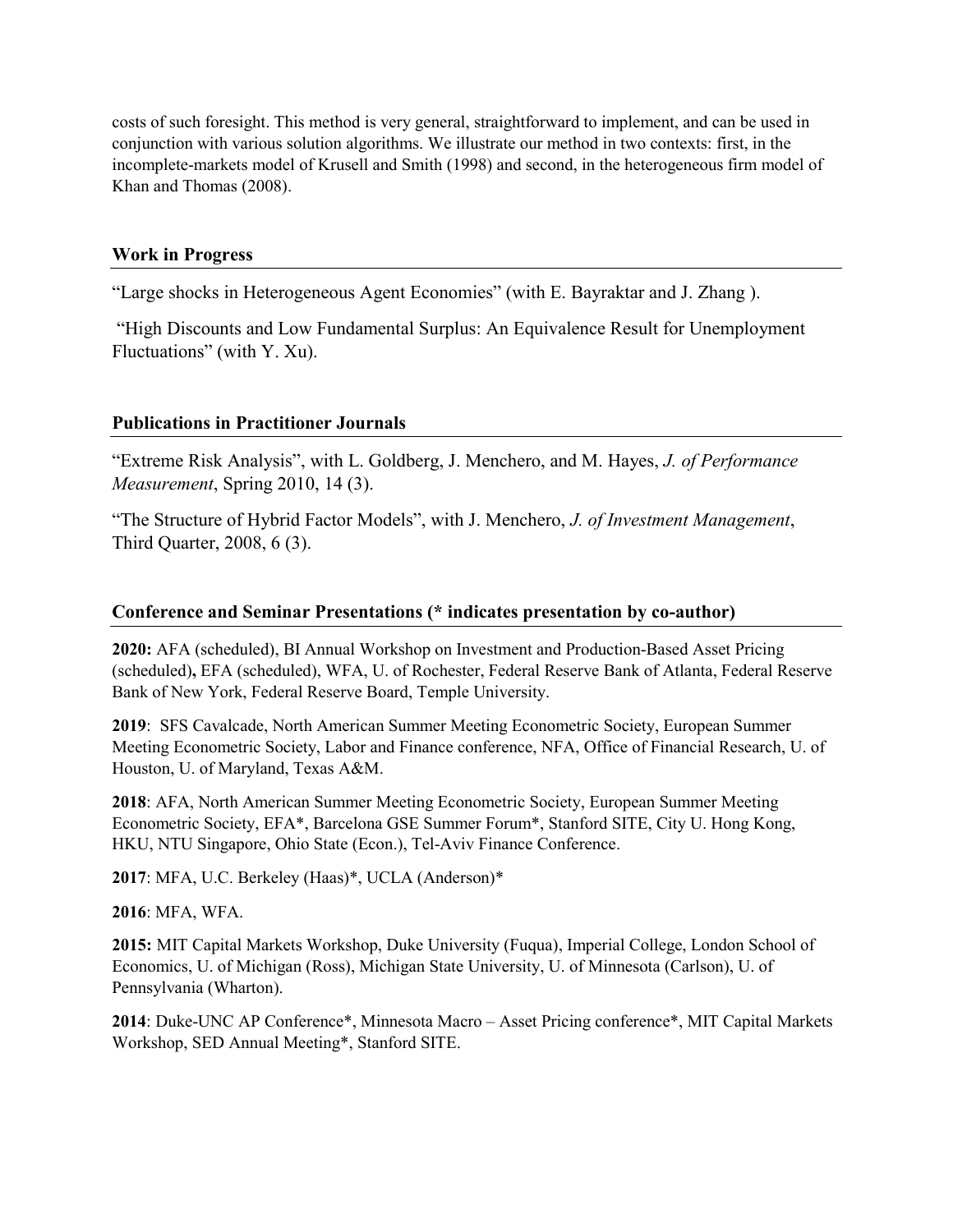costs of such foresight. This method is very general, straightforward to implement, and can be used in conjunction with various solution algorithms. We illustrate our method in two contexts: first, in the incomplete-markets model of Krusell and Smith (1998) and second, in the heterogeneous firm model of Khan and Thomas (2008).

## Work in Progress

"Large shocks in Heterogeneous Agent Economies" (with E. Bayraktar and J. Zhang ).

"High Discounts and Low Fundamental Surplus: An Equivalence Result for Unemployment Fluctuations" (with Y. Xu).

## Publications in Practitioner Journals

"Extreme Risk Analysis", with L. Goldberg, J. Menchero, and M. Hayes, *J. of Performance Measurement*, Spring 2010, 14 (3).

"The Structure of Hybrid Factor Models", with J. Menchero, *J. of Investment Management*, Third Quarter, 2008, 6 (3).

## Conference and Seminar Presentations (* indicates presentation by co-author)

**2020:** AFA (scheduled), BI Annual Workshop on Investment and Production-Based Asset Pricing (scheduled)**,** EFA (scheduled), WFA, U. of Rochester, Federal Reserve Bank of Atlanta, Federal Reserve Bank of New York, Federal Reserve Board, Temple University.

**2019**: SFS Cavalcade, North American Summer Meeting Econometric Society, European Summer Meeting Econometric Society, Labor and Finance conference, NFA, Office of Financial Research, U. of Houston, U. of Maryland, Texas A&M.

**2018**: AFA, North American Summer Meeting Econometric Society, European Summer Meeting Econometric Society, EFA*, Barcelona GSE Summer Forum*, Stanford SITE, City U. Hong Kong, HKU, NTU Singapore, Ohio State (Econ.), Tel-Aviv Finance Conference.

**2017**: MFA, U.C. Berkeley (Haas)*, UCLA (Anderson)*

**2016**: MFA, WFA.

**2015:** MIT Capital Markets Workshop, Duke University (Fuqua), Imperial College, London School of Economics, U. of Michigan (Ross), Michigan State University, U. of Minnesota (Carlson), U. of Pennsylvania (Wharton).

**2014**: Duke-UNC AP Conference*, Minnesota Macro – Asset Pricing conference*, MIT Capital Markets Workshop, SED Annual Meeting*, Stanford SITE.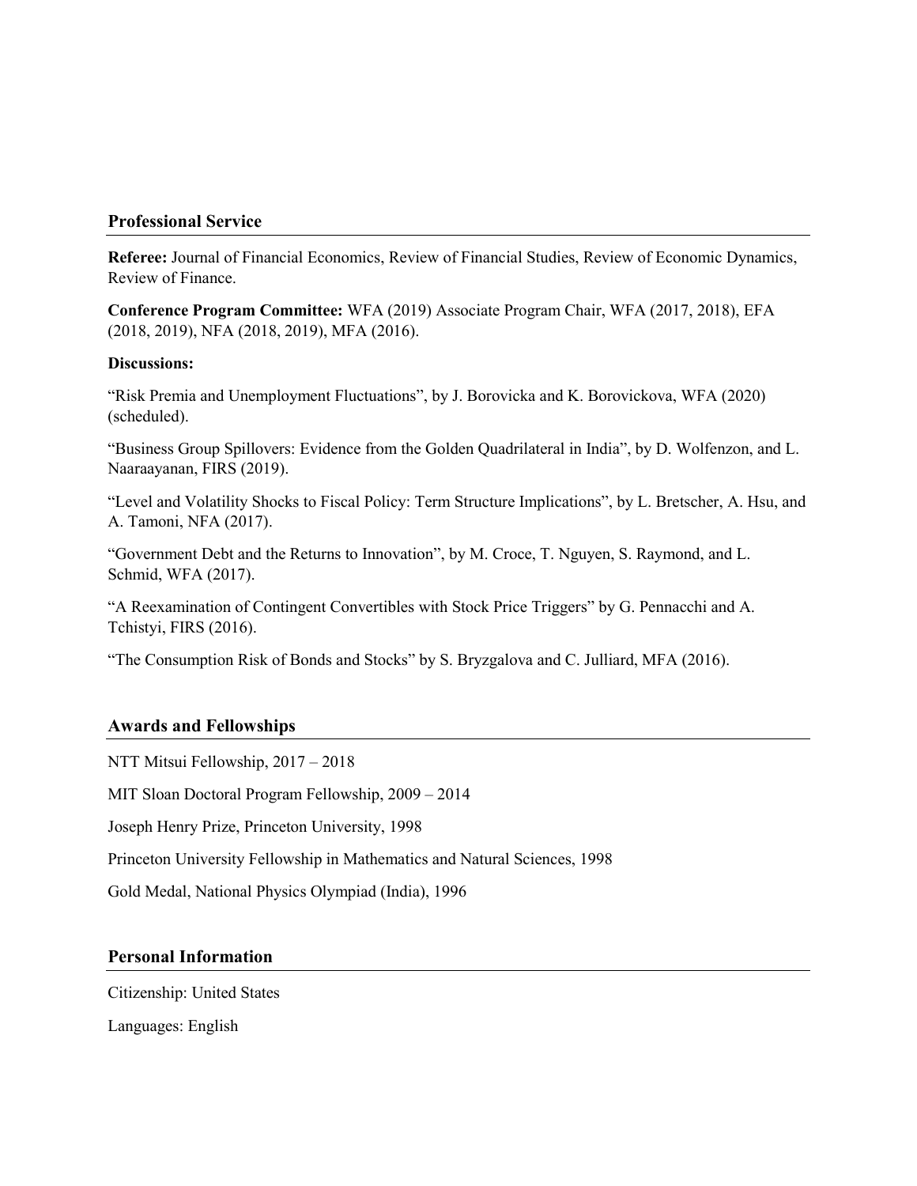## Professional Service

**Referee:** Journal of Financial Economics, Review of Financial Studies, Review of Economic Dynamics, Review of Finance.

**Conference Program Committee:** WFA (2019) Associate Program Chair, WFA (2017, 2018), EFA (2018, 2019), NFA (2018, 2019), MFA (2016).

**Discussions:**

"Risk Premia and Unemployment Fluctuations", by J. Borovicka and K. Borovickova, WFA (2020) (scheduled).

"Business Group Spillovers: Evidence from the Golden Quadrilateral in India", by D. Wolfenzon, and L. Naaraayanan, FIRS (2019).

"Level and Volatility Shocks to Fiscal Policy: Term Structure Implications", by L. Bretscher, A. Hsu, and A. Tamoni, NFA (2017).

"Government Debt and the Returns to Innovation", by M. Croce, T. Nguyen, S. Raymond, and L. Schmid, WFA (2017).

"A Reexamination of Contingent Convertibles with Stock Price Triggers" by G. Pennacchi and A. Tchistyi, FIRS (2016).

"The Consumption Risk of Bonds and Stocks" by S. Bryzgalova and C. Julliard, MFA (2016).

## Awards and Fellowships

NTT Mitsui Fellowship, 2017 – 2018

MIT Sloan Doctoral Program Fellowship, 2009 – 2014

Joseph Henry Prize, Princeton University, 1998

Princeton University Fellowship in Mathematics and Natural Sciences, 1998

Gold Medal, National Physics Olympiad (India), 1996

## Personal Information

Citizenship: United States

Languages: English